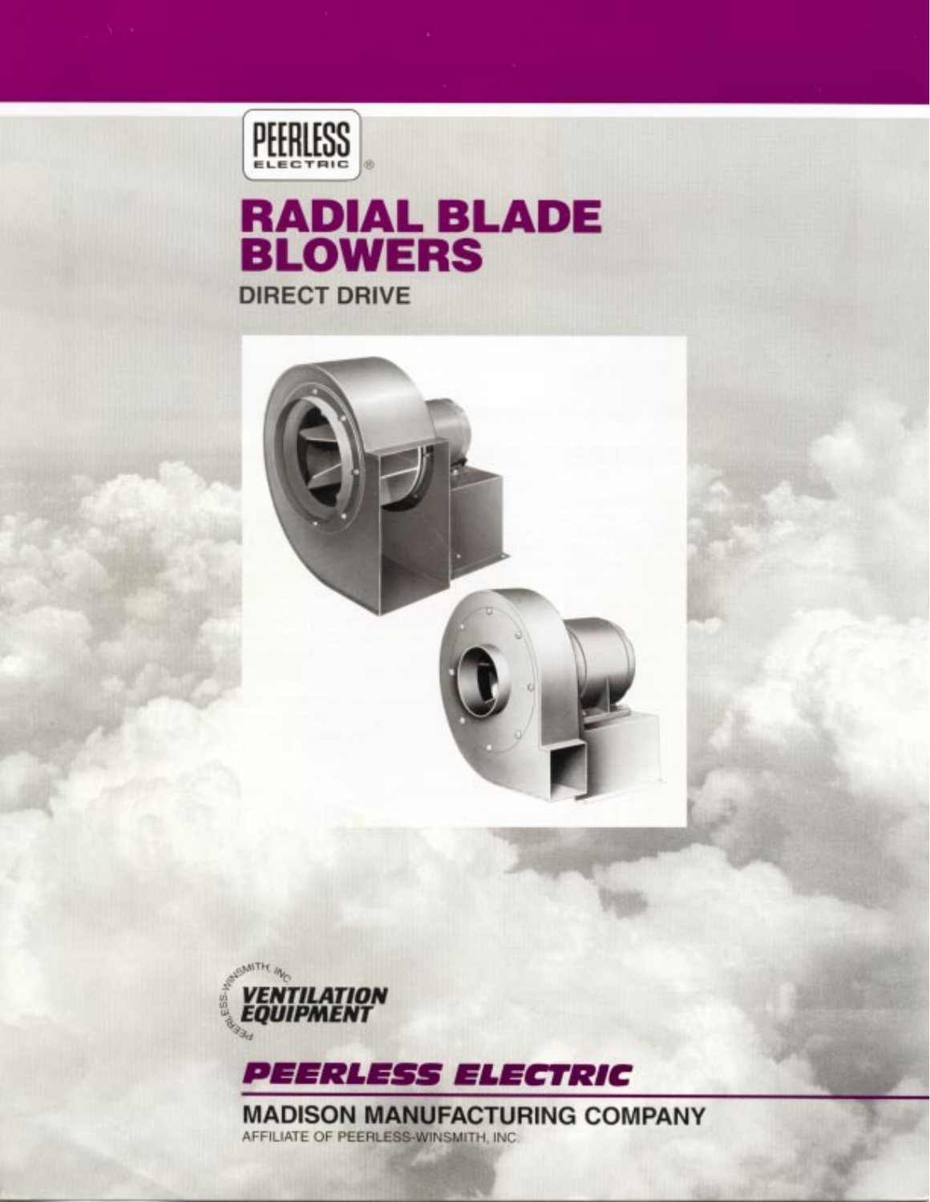PEERLESS ELECTRIC®

# RADIAL BLADE BLOWERS

## DIRECT DRIVE

PEERLESS-WINSMITH, INC. VENTILATION EQUIPMENT

**PEERLESS ELECTRIC**

**MADISON MANUFACTURING COMPANY**

AFFILIATE OF PEERLESS-WINSMITH, INC.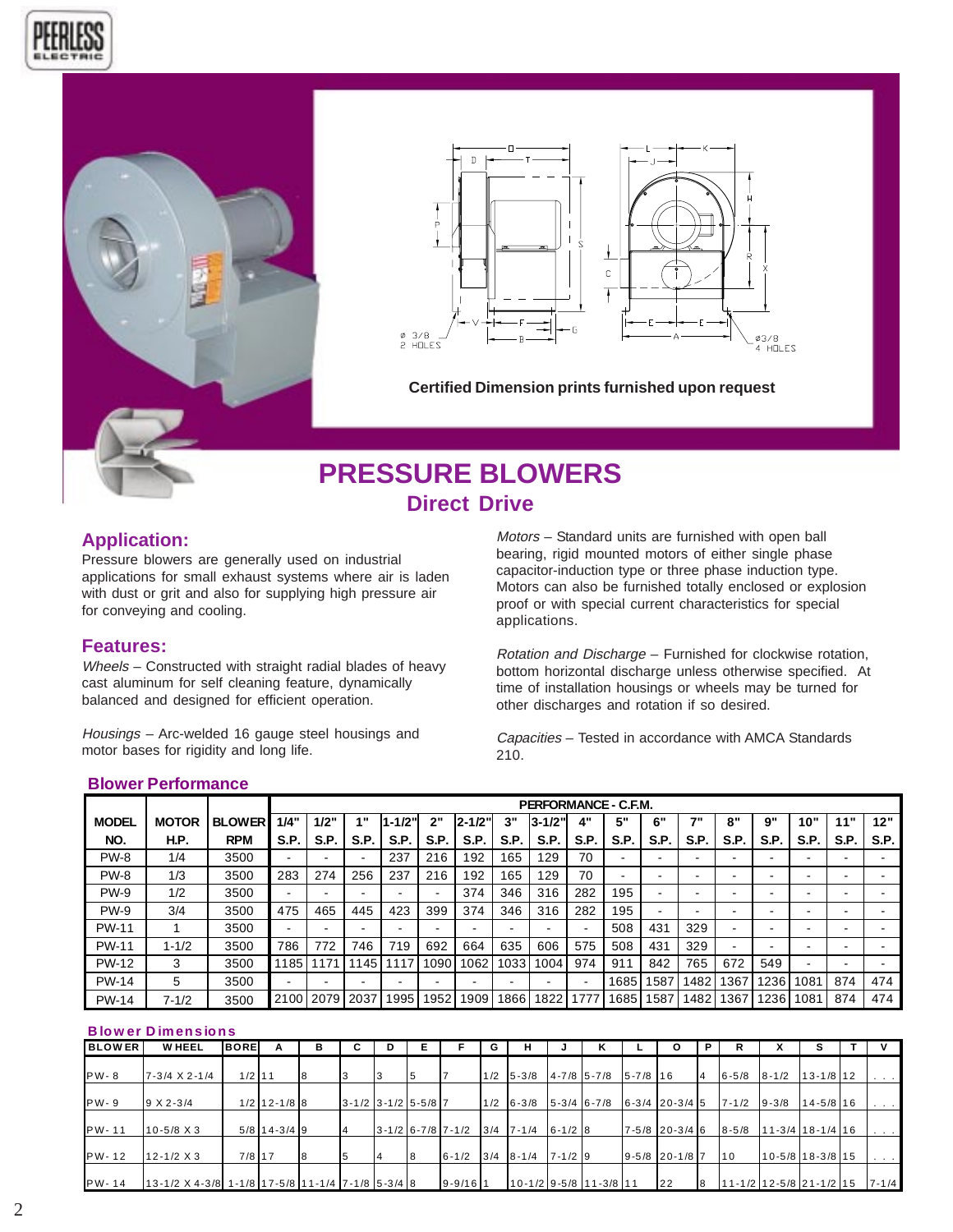Certified Dimension prints furnished upon request

# PRESSURE BLOWERS

## Direct Drive

### Application:

Pressure blowers are generally used on industrial applications for small exhaust systems where air is laden with dust or grit and also for supplying high pressure air for conveying and cooling.

### Features:

*Wheels* – Constructed with straight radial blades of heavy cast aluminum for self cleaning feature, dynamically balanced and designed for efficient operation.

*Housings* – Arc-welded 16 gauge steel housings and motor bases for rigidity and long life.

*Motors* – Standard units are furnished with open ball bearing, rigid mounted motors of either single phase capacitor-induction type or three phase induction type. Motors can also be furnished totally enclosed or explosion proof or with special current characteristics for special applications.

*Rotation and Discharge* – Furnished for clockwise rotation, bottom horizontal discharge unless otherwise specified. At time of installation housings or wheels may be turned for other discharges and rotation if so desired.

*Capacities* – Tested in accordance with AMCA Standards 210.

### Blower Performance

| MODEL | MOTOR | BLOWER | PERFORMANCE - C.F.M. | | | | | | | | | | | | | | | | |
|---|---|---|---|---|---|---|---|---|---|---|---|---|---|---|---|---|---|---|---|
| NO. | H.P. | RPM | 1/4" S.P. | 1/2" S.P. | 1" S.P. | 1-1/2" S.P. | 2" S.P. | 2-1/2" S.P. | 3" S.P. | 3-1/2" S.P. | 4" S.P. | 5" S.P. | 6" S.P. | 7" S.P. | 8" S.P. | 9" S.P. | 10" S.P. | 11" S.P. | 12" S.P. |
| PW-8 | 1/4 | 3500 | - | - | - | 237 | 216 | 192 | 165 | 129 | 70 | - | - | - | - | - | - | - | - |
| PW-8 | 1/3 | 3500 | 283 | 274 | 256 | 237 | 216 | 192 | 165 | 129 | 70 | - | - | - | - | - | - | - | - |
| PW-9 | 1/2 | 3500 | - | - | - | - | - | 374 | 346 | 316 | 282 | 195 | - | - | - | - | - | - | - |
| PW-9 | 3/4 | 3500 | 475 | 465 | 445 | 423 | 399 | 374 | 346 | 316 | 282 | 195 | - | - | - | - | - | - | - |
| PW-11 | 1 | 3500 | - | - | - | - | - | - | - | - | - | 508 | 431 | 329 | - | - | - | - | - |
| PW-11 | 1-1/2 | 3500 | 786 | 772 | 746 | 719 | 692 | 664 | 635 | 606 | 575 | 508 | 431 | 329 | - | - | - | - | - |
| PW-12 | 3 | 3500 | 1185 | 1171 | 1145 | 1117 | 1090 | 1062 | 1033 | 1004 | 974 | 911 | 842 | 765 | 672 | 549 | - | - | - |
| PW-14 | 5 | 3500 | - | - | - | - | - | - | - | - | - | 1685 | 1587 | 1482 | 1367 | 1236 | 1081 | 874 | 474 |
| PW-14 | 7-1/2 | 3500 | 2100 | 2079 | 2037 | 1995 | 1952 | 1909 | 1866 | 1822 | 1777 | 1685 | 1587 | 1482 | 1367 | 1236 | 1081 | 874 | 474 |

### Blower Dimensions

| BLOWER | WHEEL | BORE | A | B | C | D | E | F | G | H | J | K | L | O | P | R | X | S | T | V |
|---|---|---|---|---|---|---|---|---|---|---|---|---|---|---|---|---|---|---|---|---|
| PW-8 | 7-3/4 X 2-1/4 | 1/2 | 11 | 8 | 3 | 3 | 5 | 7 | 1/2 | 5-3/8 | 4-7/8 | 5-7/8 | 5-7/8 | 16 | 4 | 6-5/8 | 8-1/2 | 13-1/8 | 12 | . . . |
| PW-9 | 9 X 2-3/4 | 1/2 | 12-1/8 | 8 | 3-1/2 | 3-1/2 | 5-5/8 | 7 | 1/2 | 6-3/8 | 5-3/4 | 6-7/8 | 6-3/4 | 20-3/4 | 5 | 7-1/2 | 9-3/8 | 14-5/8 | 16 | . . . |
| PW-11 | 10-5/8 X 3 | 5/8 | 14-3/4 | 9 | 4 | 3-1/2 | 6-7/8 | 7-1/2 | 3/4 | 7-1/4 | 6-1/2 | 8 | 7-5/8 | 20-3/4 | 6 | 8-5/8 | 11-3/4 | 18-1/4 | 16 | . . . |
| PW-12 | 12-1/2 X 3 | 7/8 | 17 | 8 | 5 | 4 | 8 | 6-1/2 | 3/4 | 8-1/4 | 7-1/2 | 9 | 9-5/8 | 20-1/8 | 7 | 10 | 10-5/8 | 18-3/8 | 15 | . . . |
| PW-14 | 13-1/2 X 4-3/8 | 1-1/8 | 17-5/8 | 11-1/4 | 7-1/8 | 5-3/4 | 8 | 9-9/16 | 1 | 10-1/2 | 9-5/8 | 11-3/8 | 11 | 22 | 8 | 11-1/2 | 12-5/8 | 21-1/2 | 15 | 7-1/4 |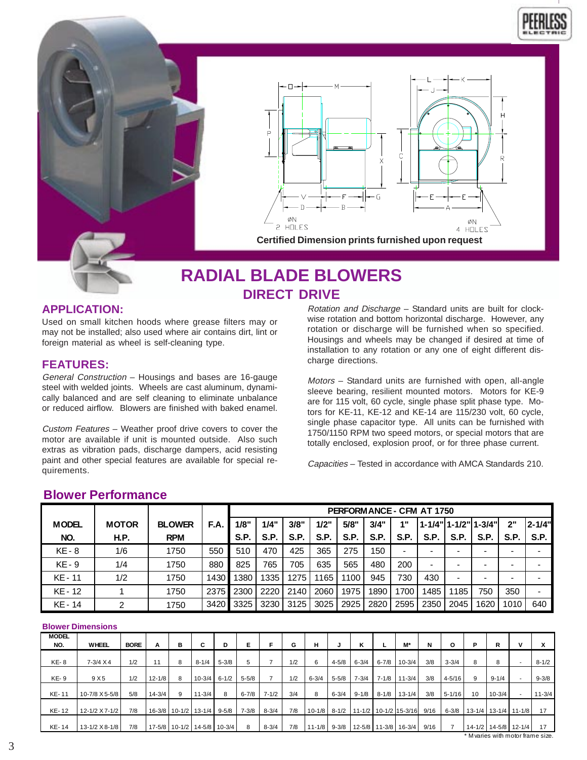Certified Dimension prints furnished upon request

# RADIAL BLADE BLOWERS

## DIRECT DRIVE

### APPLICATION:

Used on small kitchen hoods where grease filters may or may not be installed; also used where air contains dirt, lint or foreign material as wheel is self-cleaning type.

### FEATURES:

*General Construction* – Housings and bases are 16-gauge steel with welded joints. Wheels are cast aluminum, dynamically balanced and are self cleaning to eliminate unbalance or reduced airflow. Blowers are finished with baked enamel.

*Custom Features* – Weather proof drive covers to cover the motor are available if unit is mounted outside. Also such extras as vibration pads, discharge dampers, acid resisting paint and other special features are available for special requirements.

*Rotation and Discharge* – Standard units are built for clockwise rotation and bottom horizontal discharge. However, any rotation or discharge will be furnished when so specified. Housings and wheels may be changed if desired at time of installation to any rotation or any one of eight different discharge directions.

*Motors* – Standard units are furnished with open, all-angle sleeve bearing, resilient mounted motors. Motors for KE-9 are for 115 volt, 60 cycle, single phase split phase type. Motors for KE-11, KE-12 and KE-14 are 115/230 volt, 60 cycle, single phase capacitor type. All units can be furnished with 1750/1150 RPM two speed motors, or special motors that are totally enclosed, explosion proof, or for three phase current.

*Capacities* – Tested in accordance with AMCA Standards 210.

## Blower Performance

| | | | | PERFORMANCE - CFM AT 1750 | | | | | | | | | | | |
|---|---|---|---|---|---|---|---|---|---|---|---|---|---|---|---|
| MODEL NO. | MOTOR H.P. | BLOWER RPM | F.A. | 1/8" S.P. | 1/4" S.P. | 3/8" S.P. | 1/2" S.P. | 5/8" S.P. | 3/4" S.P. | 1" S.P. | 1-1/4" S.P. | 1-1/2" S.P. | 1-3/4" S.P. | 2" S.P. | 2-1/4" S.P. |
| KE - 8 | 1/6 | 1750 | 550 | 510 | 470 | 425 | 365 | 275 | 150 | - | - | - | - | - | - |
| KE - 9 | 1/4 | 1750 | 880 | 825 | 765 | 705 | 635 | 565 | 480 | 200 | - | - | - | - | - |
| KE - 11 | 1/2 | 1750 | 1430 | 1380 | 1335 | 1275 | 1165 | 1100 | 945 | 730 | 430 | - | - | - | - |
| KE - 12 | 1 | 1750 | 2375 | 2300 | 2220 | 2140 | 2060 | 1975 | 1890 | 1700 | 1485 | 1185 | 750 | 350 | - |
| KE - 14 | 2 | 1750 | 3420 | 3325 | 3230 | 3125 | 3025 | 2925 | 2820 | 2595 | 2350 | 2045 | 1620 | 1010 | 640 |

### Blower Dimensions

| MODEL NO. | WHEEL | BORE | A | B | C | D | E | F | G | H | J | K | L | M* | N | O | P | R | V | X |
|---|---|---|---|---|---|---|---|---|---|---|---|---|---|---|---|---|---|---|---|---|
| KE- 8 | 7-3/4 X 4 | 1/2 | 11 | 8 | 8-1/4 | 5-3/8 | 5 | 7 | 1/2 | 6 | 4-5/8 | 6-3/4 | 6-7/8 | 10-3/4 | 3/8 | 3-3/4 | 8 | 8 | - | 8-1/2 |
| KE- 9 | 9 X 5 | 1/2 | 12-1/8 | 8 | 10-3/4 | 6-1/2 | 5-5/8 | 7 | 1/2 | 6-3/4 | 5-5/8 | 7-3/4 | 7-1/8 | 11-3/4 | 3/8 | 4-5/16 | 9 | 9-1/4 | - | 9-3/8 |
| KE- 11 | 10-7/8 X 5-5/8 | 5/8 | 14-3/4 | 9 | 11-3/4 | 8 | 6-7/8 | 7-1/2 | 3/4 | 8 | 6-3/4 | 9-1/8 | 8-1/8 | 13-1/4 | 3/8 | 5-1/16 | 10 | 10-3/4 | - | 11-3/4 |
| KE- 12 | 12-1/2 X 7-1/2 | 7/8 | 16-3/8 | 10-1/2 | 13-1/4 | 9-5/8 | 7-3/8 | 8-3/4 | 7/8 | 10-1/8 | 8-1/2 | 11-1/2 | 10-1/2 | 15-3/16 | 9/16 | 6-3/8 | 13-1/4 | 13-1/4 | 11-1/8 | 17 |
| KE- 14 | 13-1/2 X 8-1/8 | 7/8 | 17-5/8 | 10-1/2 | 14-5/8 | 10-3/4 | 8 | 8-3/4 | 7/8 | 11-1/8 | 9-3/8 | 12-5/8 | 11-3/8 | 16-3/4 | 9/16 | 7 | 14-1/2 | 14-5/8 | 12-1/4 | 17 |

* M varies with motor frame size.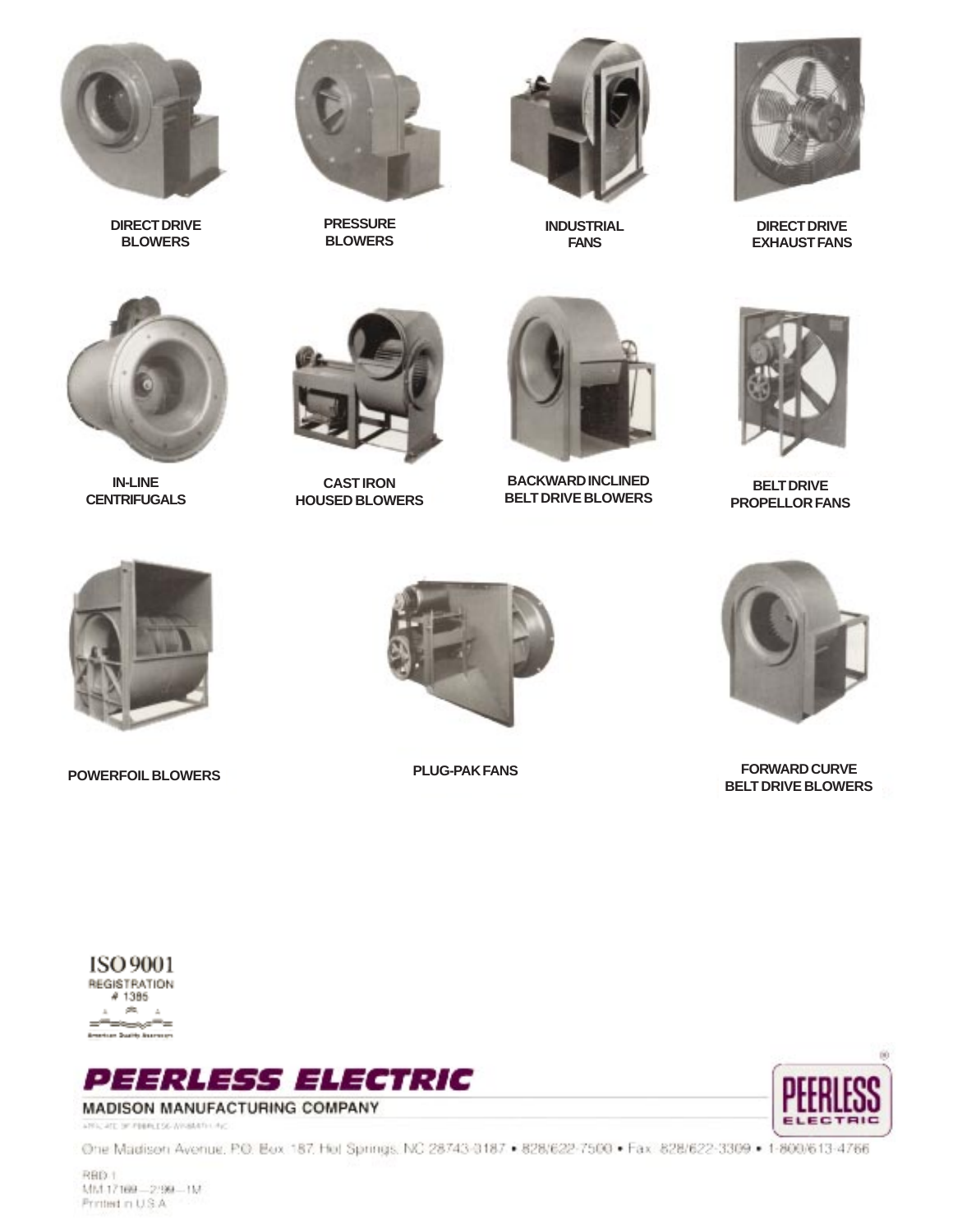DIRECT DRIVE BLOWERS

PRESSURE BLOWERS

INDUSTRIAL FANS

DIRECT DRIVE EXHAUST FANS

IN-LINE CENTRIFUGALS

CAST IRON HOUSED BLOWERS

BACKWARD INCLINED BELT DRIVE BLOWERS

BELT DRIVE PROPELLOR FANS

POWERFOIL BLOWERS

PLUG-PAK FANS

FORWARD CURVE BELT DRIVE BLOWERS

ISO 9001
REGISTRATION
# 1395

American Quality Assessors

# PEERLESS ELECTRIC

MADISON MANUFACTURING COMPANY

AFFILIATE OF PEERLESS-WINSMITH, INC.

PEERLESS ELECTRIC ®

One Madison Avenue, P.O. Box 187, Hot Springs, NC 28743-3187 • 828/622-7500 • Fax 828/622-3309 • 1-800/613-4766

RBD 1
MM 17169—2/99—1M
Printed in U.S.A.